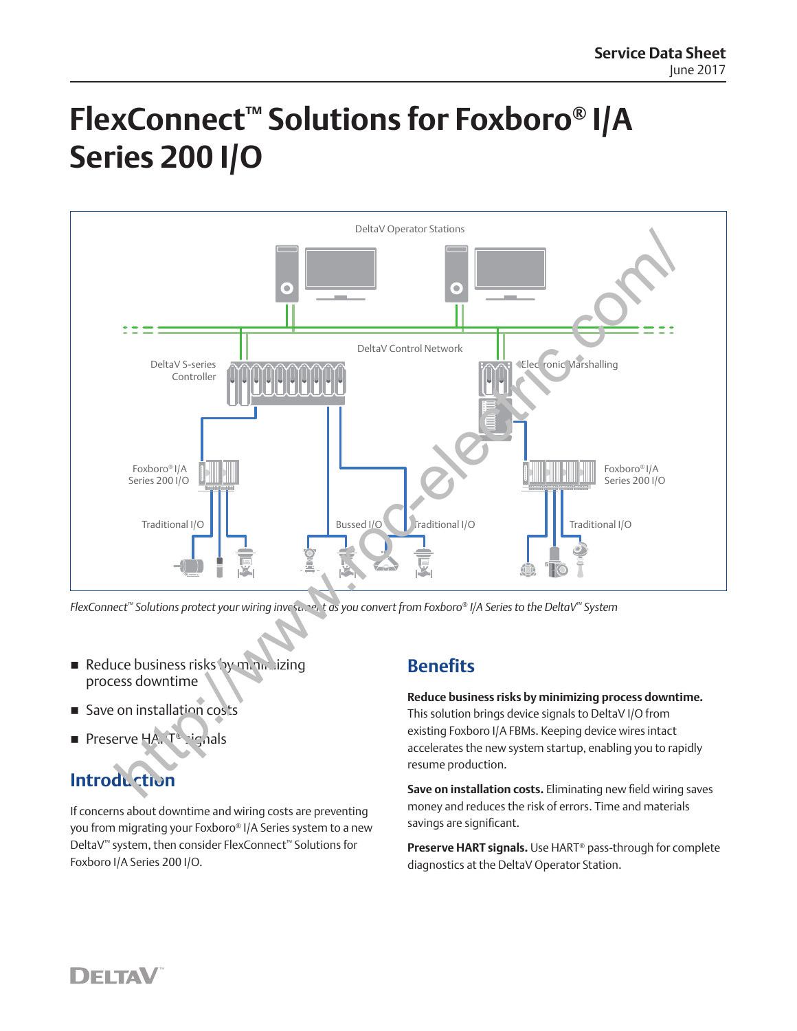Service Data Sheet
June 2017

# FlexConnect™ Solutions for Foxboro® I/A Series 200 I/O

DeltaV Operator Stations

DeltaV Control Network

DeltaV S-series Controller

Electronic Marshalling

Foxboro® I/A Series 200 I/O

Foxboro® I/A Series 200 I/O

Traditional I/O

Bussed I/O

Traditional I/O

Traditional I/O

*FlexConnect™ Solutions protect your wiring investment as you convert from Foxboro® I/A Series to the DeltaV™ System*

- Reduce business risks by minimizing process downtime
- Save on installation costs
- Preserve HART® signals

## Introduction

If concerns about downtime and wiring costs are preventing you from migrating your Foxboro® I/A Series system to a new DeltaV™ system, then consider FlexConnect™ Solutions for Foxboro I/A Series 200 I/O.

## Benefits

**Reduce business risks by minimizing process downtime.** This solution brings device signals to DeltaV I/O from existing Foxboro I/A FBMs. Keeping device wires intact accelerates the new system startup, enabling you to rapidly resume production.

**Save on installation costs.** Eliminating new field wiring saves money and reduces the risk of errors. Time and materials savings are significant.

**Preserve HART signals.** Use HART® pass-through for complete diagnostics at the DeltaV Operator Station.

DELTAV™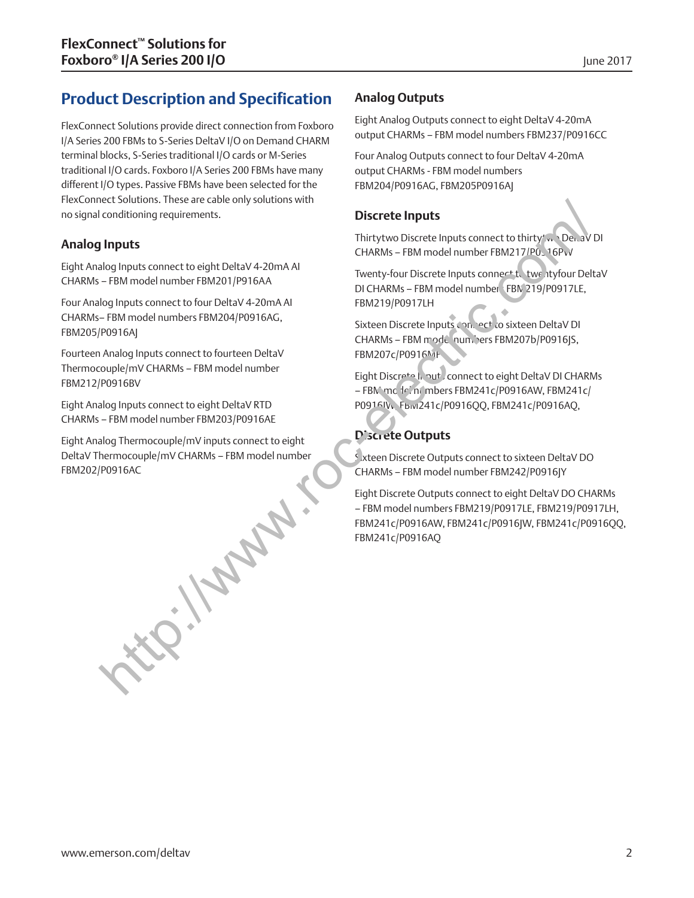## Product Description and Specification

FlexConnect Solutions provide direct connection from Foxboro I/A Series 200 FBMs to S-Series DeltaV I/O on Demand CHARM terminal blocks, S-Series traditional I/O cards or M-Series traditional I/O cards. Foxboro I/A Series 200 FBMs have many different I/O types. Passive FBMs have been selected for the FlexConnect Solutions. These are cable only solutions with no signal conditioning requirements.

### Analog Inputs

Eight Analog Inputs connect to eight DeltaV 4-20mA AI CHARMs – FBM model number FBM201/P916AA

Four Analog Inputs connect to four DeltaV 4-20mA AI CHARMs– FBM model numbers FBM204/P0916AG, FBM205/P0916AJ

Fourteen Analog Inputs connect to fourteen DeltaV Thermocouple/mV CHARMs – FBM model number FBM212/P0916BV

Eight Analog Inputs connect to eight DeltaV RTD CHARMs – FBM model number FBM203/P0916AE

Eight Analog Thermocouple/mV inputs connect to eight DeltaV Thermocouple/mV CHARMs – FBM model number FBM202/P0916AC

### Analog Outputs

Eight Analog Outputs connect to eight DeltaV 4-20mA output CHARMs – FBM model numbers FBM237/P0916CC

Four Analog Outputs connect to four DeltaV 4-20mA output CHARMs - FBM model numbers FBM204/P0916AG, FBM205P0916AJ

### Discrete Inputs

Thirtytwo Discrete Inputs connect to thirtytwo DeltaV DI CHARMs – FBM model number FBM217/P0916PW

Twenty-four Discrete Inputs connect to twentyfour DeltaV DI CHARMs – FBM model numbers FBM219/P0917LE, FBM219/P0917LH

Sixteen Discrete Inputs connect to sixteen DeltaV DI CHARMs – FBM model numbers FBM207b/P0916JS, FBM207c/P0916MF

Eight Discrete Inputs connect to eight DeltaV DI CHARMs – FBM model numbers FBM241c/P0916AW, FBM241c/P0916JW, FBM241c/P0916QQ, FBM241c/P0916AQ,

### Discrete Outputs

Sixteen Discrete Outputs connect to sixteen DeltaV DO CHARMs – FBM model number FBM242/P0916JY

Eight Discrete Outputs connect to eight DeltaV DO CHARMs – FBM model numbers FBM219/P0917LE, FBM219/P0917LH, FBM241c/P0916AW, FBM241c/P0916JW, FBM241c/P0916QQ, FBM241c/P0916AQ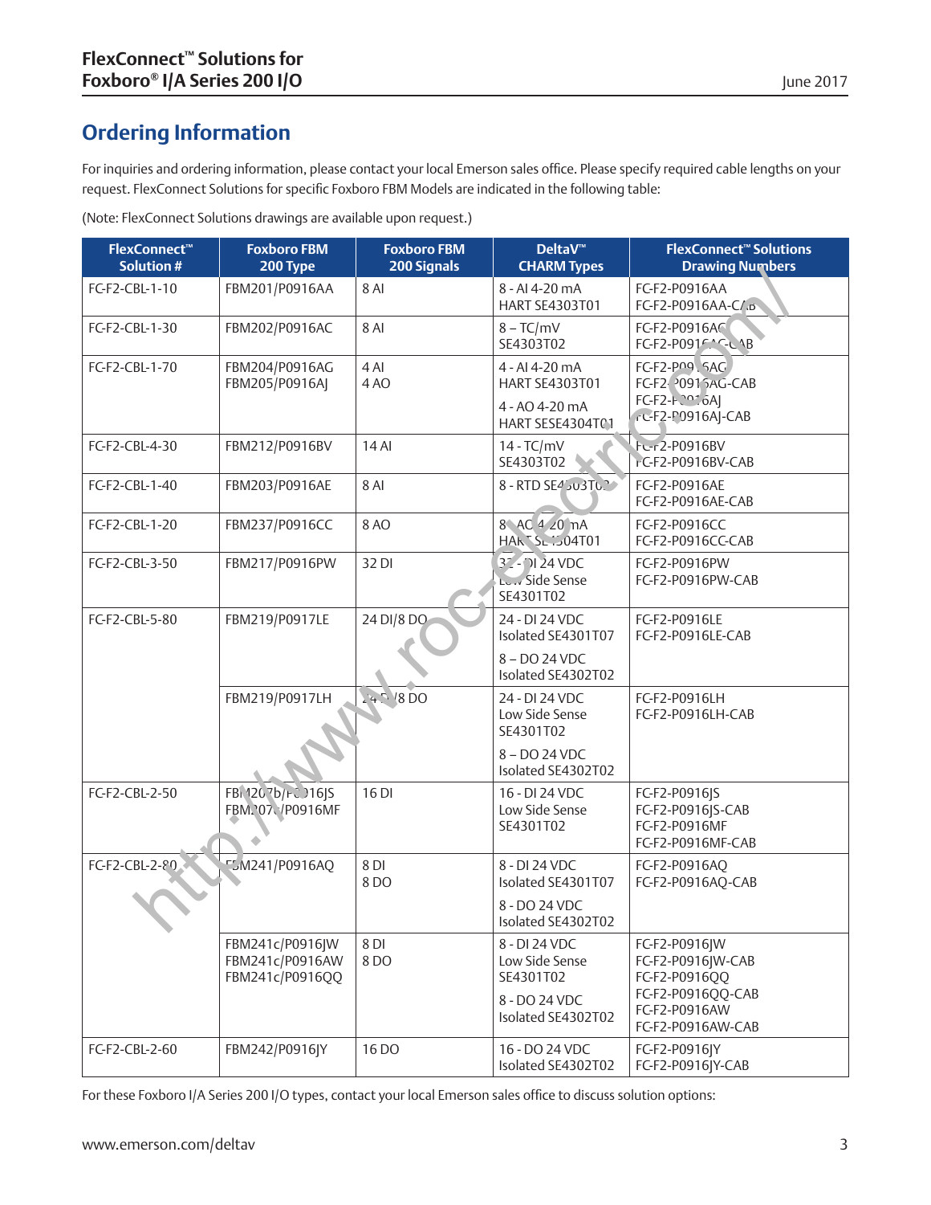## Ordering Information

For inquiries and ordering information, please contact your local Emerson sales office. Please specify required cable lengths on your request. FlexConnect Solutions for specific Foxboro FBM Models are indicated in the following table:

(Note: FlexConnect Solutions drawings are available upon request.)

| FlexConnect™ Solution # | Foxboro FBM 200 Type | Foxboro FBM 200 Signals | DeltaV™ CHARM Types | FlexConnect™ Solutions Drawing Numbers |
|---|---|---|---|---|
| FC-F2-CBL-1-10 | FBM201/P0916AA | 8 AI | 8 - AI 4-20 mA HART SE4303T01 | FC-F2-P0916AA<br>FC-F2-P0916AA-CAB |
| FC-F2-CBL-1-30 | FBM202/P0916AC | 8 AI | 8 – TC/mV SE4303T02 | FC-F2-P0916AC<br>FC-F2-P0916AC-CAB |
| FC-F2-CBL-1-70 | FBM204/P0916AG<br>FBM205/P0916AJ | 4 AI<br>4 AO | 4 - AI 4-20 mA HART SE4303T01<br>4 - AO 4-20 mA HART SESE4304T01 | FC-F2-P0916AG<br>FC-F2-P0916AG-CAB<br>FC-F2-P0916AJ<br>FC-F2-P0916AJ-CAB |
| FC-F2-CBL-4-30 | FBM212/P0916BV | 14 AI | 14 - TC/mV SE4303T02 | FC-F2-P0916BV<br>FC-F2-P0916BV-CAB |
| FC-F2-CBL-1-40 | FBM203/P0916AE | 8 AI | 8 - RTD SE4303T02 | FC-F2-P0916AE<br>FC-F2-P0916AE-CAB |
| FC-F2-CBL-1-20 | FBM237/P0916CC | 8 AO | 8 - AO 4-20 mA HART SE4304T01 | FC-F2-P0916CC<br>FC-F2-P0916CC-CAB |
| FC-F2-CBL-3-50 | FBM217/P0916PW | 32 DI | 32 - DI 24 VDC Low Side Sense SE4301T02 | FC-F2-P0916PW<br>FC-F2-P0916PW-CAB |
| FC-F2-CBL-5-80 | FBM219/P0917LE | 24 DI/8 DO | 24 - DI 24 VDC Isolated SE4301T07<br>8 – DO 24 VDC Isolated SE4302T02 | FC-F2-P0916LE<br>FC-F2-P0916LE-CAB |
| | FBM219/P0917LH | 24 DI/8 DO | 24 - DI 24 VDC Low Side Sense SE4301T02<br>8 – DO 24 VDC Isolated SE4302T02 | FC-F2-P0916LH<br>FC-F2-P0916LH-CAB |
| FC-F2-CBL-2-50 | FBM207b/P0916JS<br>FBM207b/P0916MF | 16 DI | 16 - DI 24 VDC Low Side Sense SE4301T02 | FC-F2-P0916JS<br>FC-F2-P0916JS-CAB<br>FC-F2-P0916MF<br>FC-F2-P0916MF-CAB |
| FC-F2-CBL-2-80 | FBM241/P0916AQ | 8 DI<br>8 DO | 8 - DI 24 VDC Isolated SE4301T07<br>8 - DO 24 VDC Isolated SE4302T02 | FC-F2-P0916AQ<br>FC-F2-P0916AQ-CAB |
| | FBM241c/P0916JW<br>FBM241c/P0916AW<br>FBM241c/P0916QQ | 8 DI<br>8 DO | 8 - DI 24 VDC Low Side Sense SE4301T02<br>8 - DO 24 VDC Isolated SE4302T02 | FC-F2-P0916JW<br>FC-F2-P0916JW-CAB<br>FC-F2-P0916QQ<br>FC-F2-P0916QQ-CAB<br>FC-F2-P0916AW<br>FC-F2-P0916AW-CAB |
| FC-F2-CBL-2-60 | FBM242/P0916JY | 16 DO | 16 - DO 24 VDC Isolated SE4302T02 | FC-F2-P0916JY<br>FC-F2-P0916JY-CAB |

For these Foxboro I/A Series 200 I/O types, contact your local Emerson sales office to discuss solution options: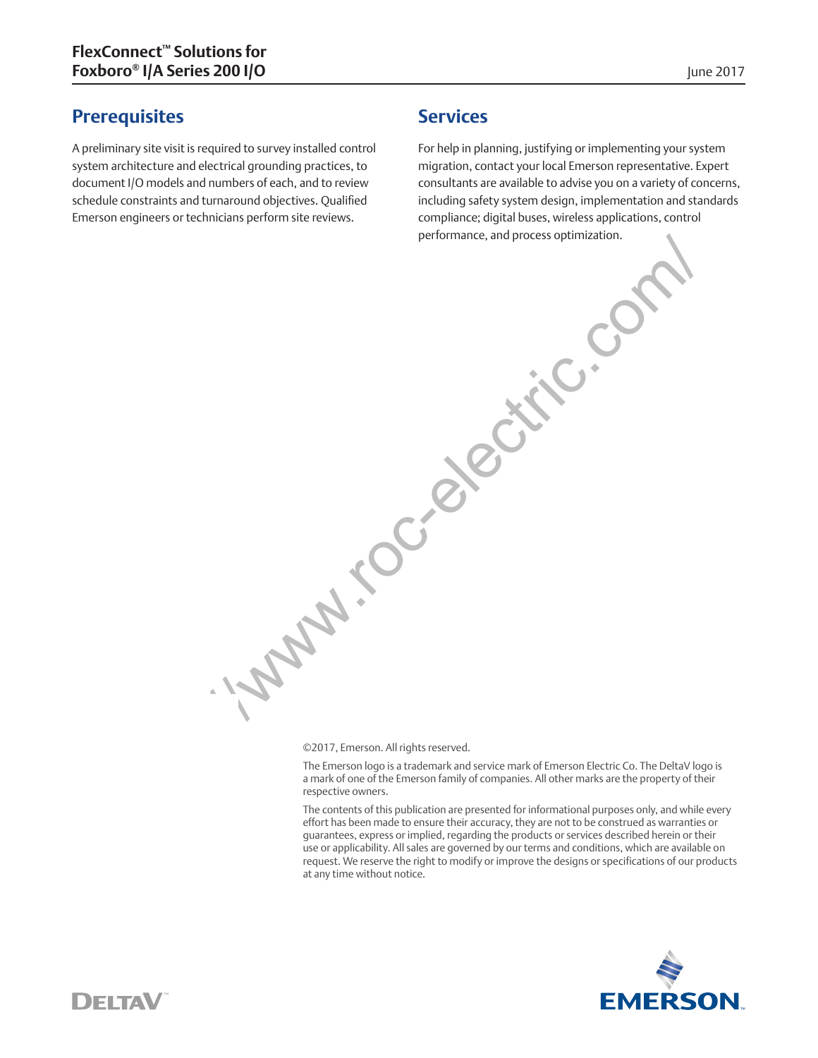## Prerequisites

A preliminary site visit is required to survey installed control system architecture and electrical grounding practices, to document I/O models and numbers of each, and to review schedule constraints and turnaround objectives. Qualified Emerson engineers or technicians perform site reviews.

## Services

For help in planning, justifying or implementing your system migration, contact your local Emerson representative. Expert consultants are available to advise you on a variety of concerns, including safety system design, implementation and standards compliance; digital buses, wireless applications, control performance, and process optimization.

©2017, Emerson. All rights reserved.

The Emerson logo is a trademark and service mark of Emerson Electric Co. The DeltaV logo is a mark of one of the Emerson family of companies. All other marks are the property of their respective owners.

The contents of this publication are presented for informational purposes only, and while every effort has been made to ensure their accuracy, they are not to be construed as warranties or guarantees, express or implied, regarding the products or services described herein or their use or applicability. All sales are governed by our terms and conditions, which are available on request. We reserve the right to modify or improve the designs or specifications of our products at any time without notice.